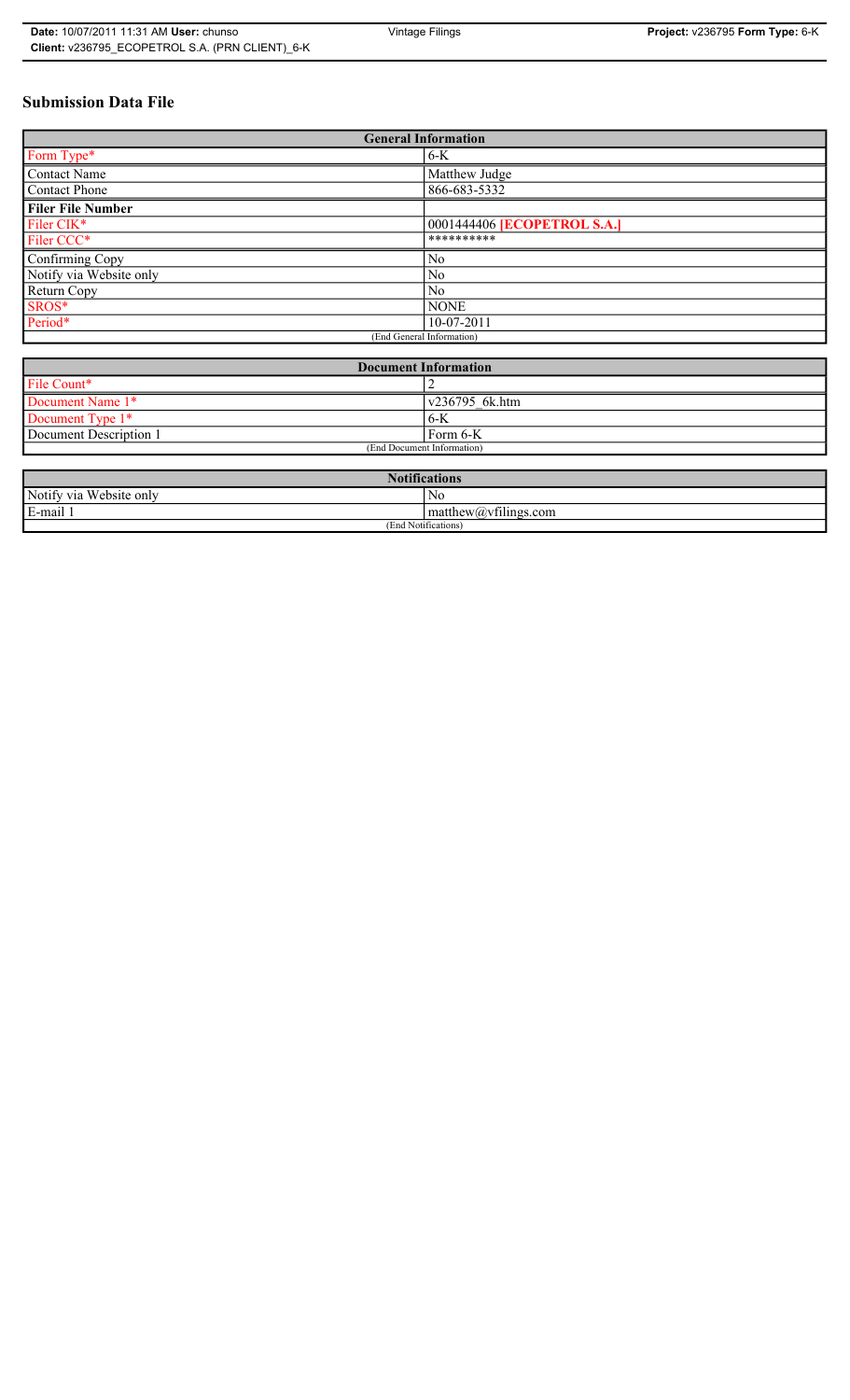# Submission Data File

| General Information | |
|---|---|
| Form Type* | 6-K |
| Contact Name | Matthew Judge |
| Contact Phone | 866-683-5332 |
| **Filer File Number** | |
| Filer CIK* | 0001444406 **[ECOPETROL S.A.]** |
| Filer CCC* | ********** |
| Confirming Copy | No |
| Notify via Website only | No |
| Return Copy | No |
| SROS* | NONE |
| Period* | 10-07-2011 |
| (End General Information) | |

| Document Information | |
|---|---|
| File Count* | 2 |
| Document Name 1* | v236795_6k.htm |
| Document Type 1* | 6-K |
| Document Description 1 | Form 6-K |
| (End Document Information) | |

| Notifications | |
|---|---|
| Notify via Website only | No |
| E-mail 1 | matthew@vfilings.com |
| (End Notifications) | |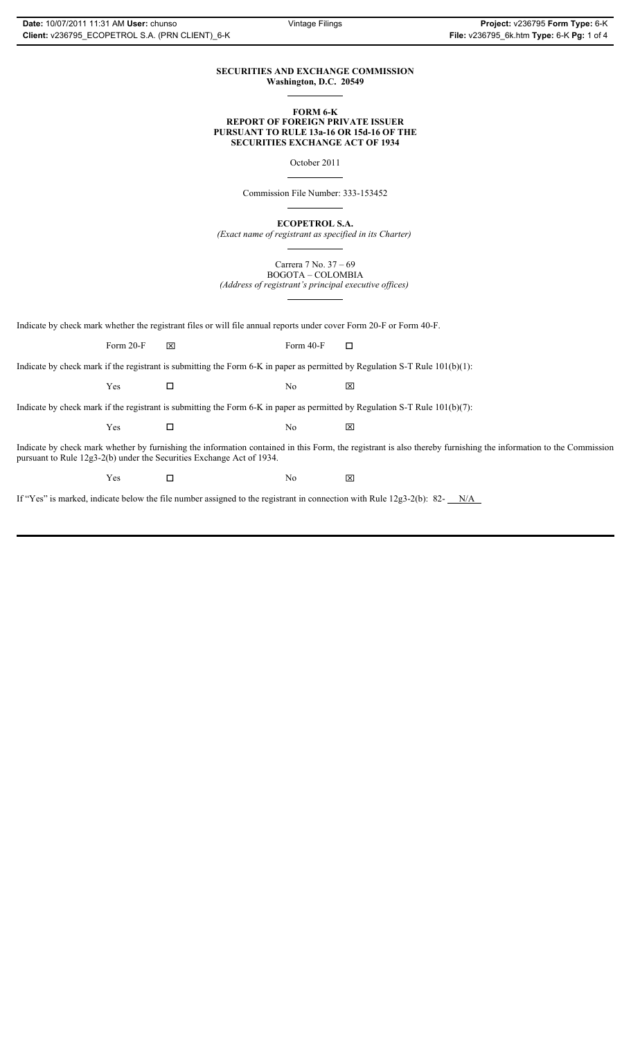**SECURITIES AND EXCHANGE COMMISSION**
**Washington, D.C. 20549**

**FORM 6-K**
**REPORT OF FOREIGN PRIVATE ISSUER**
**PURSUANT TO RULE 13a-16 OR 15d-16 OF THE**
**SECURITIES EXCHANGE ACT OF 1934**

October 2011

Commission File Number: 333-153452

**ECOPETROL S.A.**
*(Exact name of registrant as specified in its Charter)*

Carrera 7 No. 37 – 69
BOGOTA – COLOMBIA
*(Address of registrant's principal executive offices)*

Indicate by check mark whether the registrant files or will file annual reports under cover Form 20-F or Form 40-F.

Form 20-F ☒ Form 40-F ☐

Indicate by check mark if the registrant is submitting the Form 6-K in paper as permitted by Regulation S-T Rule 101(b)(1):

Yes ☐ No ☒

Indicate by check mark if the registrant is submitting the Form 6-K in paper as permitted by Regulation S-T Rule 101(b)(7):

Yes ☐ No ☒

Indicate by check mark whether by furnishing the information contained in this Form, the registrant is also thereby furnishing the information to the Commission pursuant to Rule 12g3-2(b) under the Securities Exchange Act of 1934.

Yes ☐ No ☒

If "Yes" is marked, indicate below the file number assigned to the registrant in connection with Rule 12g3-2(b): 82- N/A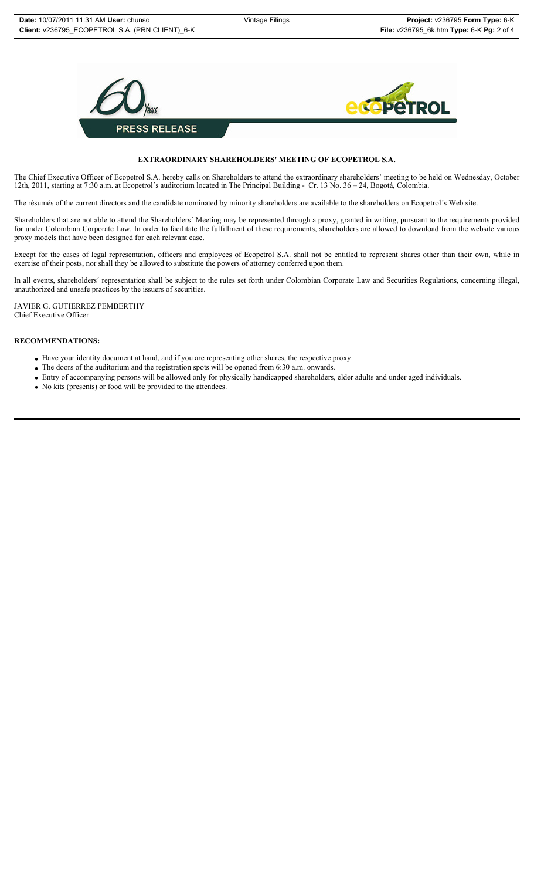**PRESS RELEASE**

## EXTRAORDINARY SHAREHOLDERS' MEETING OF ECOPETROL S.A.

The Chief Executive Officer of Ecopetrol S.A. hereby calls on Shareholders to attend the extraordinary shareholders' meeting to be held on Wednesday, October 12th, 2011, starting at 7:30 a.m. at Ecopetrol´s auditorium located in The Principal Building - Cr. 13 No. 36 – 24, Bogotá, Colombia.

The résumés of the current directors and the candidate nominated by minority shareholders are available to the shareholders on Ecopetrol´s Web site.

Shareholders that are not able to attend the Shareholders´ Meeting may be represented through a proxy, granted in writing, pursuant to the requirements provided for under Colombian Corporate Law. In order to facilitate the fulfillment of these requirements, shareholders are allowed to download from the website various proxy models that have been designed for each relevant case.

Except for the cases of legal representation, officers and employees of Ecopetrol S.A. shall not be entitled to represent shares other than their own, while in exercise of their posts, nor shall they be allowed to substitute the powers of attorney conferred upon them.

In all events, shareholders´ representation shall be subject to the rules set forth under Colombian Corporate Law and Securities Regulations, concerning illegal, unauthorized and unsafe practices by the issuers of securities.

JAVIER G. GUTIERREZ PEMBERTHY
Chief Executive Officer

**RECOMMENDATIONS:**

- Have your identity document at hand, and if you are representing other shares, the respective proxy.
- The doors of the auditorium and the registration spots will be opened from 6:30 a.m. onwards.
- Entry of accompanying persons will be allowed only for physically handicapped shareholders, elder adults and under aged individuals.
- No kits (presents) or food will be provided to the attendees.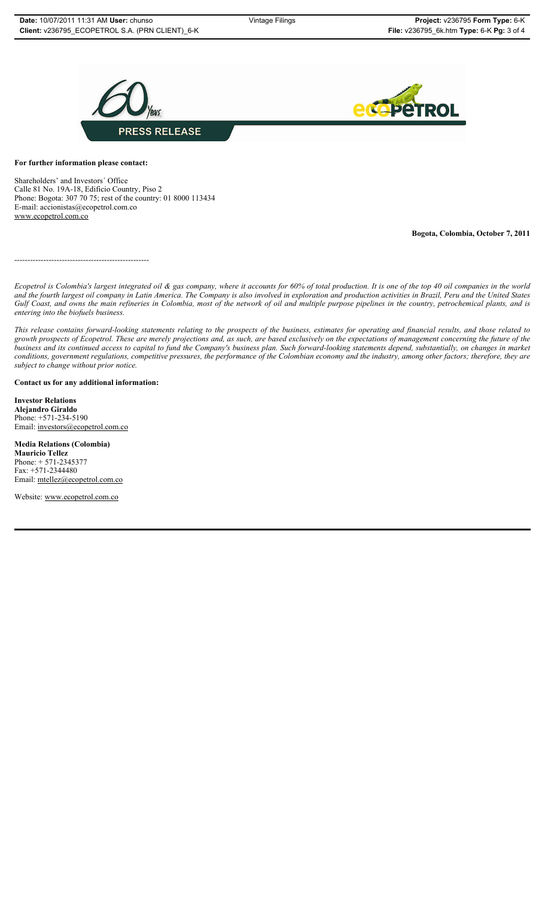PRESS RELEASE

**For further information please contact:**

Shareholders' and Investors´ Office
Calle 81 No. 19A-18, Edificio Country, Piso 2
Phone: Bogota: 307 70 75; rest of the country: 01 8000 113434
E-mail: accionistas@ecopetrol.com.co
www.ecopetrol.com.co

**Bogota, Colombia, October 7, 2011**

---------------------------------------------------

*Ecopetrol is Colombia's largest integrated oil & gas company, where it accounts for 60% of total production. It is one of the top 40 oil companies in the world and the fourth largest oil company in Latin America. The Company is also involved in exploration and production activities in Brazil, Peru and the United States Gulf Coast, and owns the main refineries in Colombia, most of the network of oil and multiple purpose pipelines in the country, petrochemical plants, and is entering into the biofuels business.*

*This release contains forward-looking statements relating to the prospects of the business, estimates for operating and financial results, and those related to growth prospects of Ecopetrol. These are merely projections and, as such, are based exclusively on the expectations of management concerning the future of the business and its continued access to capital to fund the Company's business plan. Such forward-looking statements depend, substantially, on changes in market conditions, government regulations, competitive pressures, the performance of the Colombian economy and the industry, among other factors; therefore, they are subject to change without prior notice.*

**Contact us for any additional information:**

**Investor Relations**
**Alejandro Giraldo**
Phone: +571-234-5190
Email: investors@ecopetrol.com.co

**Media Relations (Colombia)**
**Mauricio Tellez**
Phone: + 571-2345377
Fax: +571-2344480
Email: mtellez@ecopetrol.com.co

Website: www.ecopetrol.com.co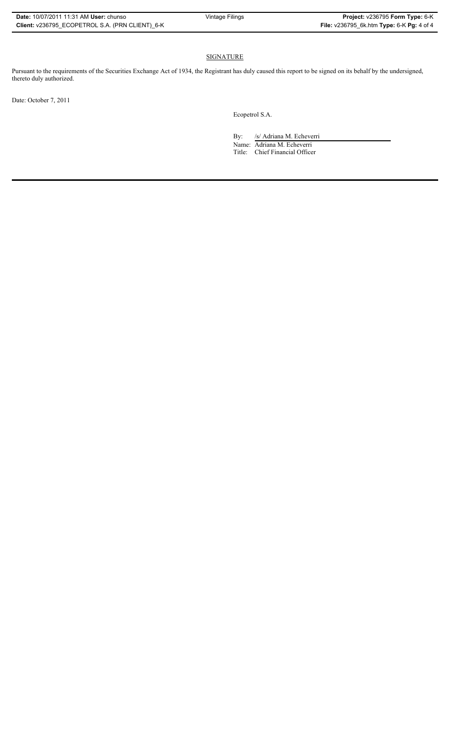## SIGNATURE

Pursuant to the requirements of the Securities Exchange Act of 1934, the Registrant has duly caused this report to be signed on its behalf by the undersigned, thereto duly authorized.

Date: October 7, 2011

Ecopetrol S.A.

By: /s/ Adriana M. Echeverri

Name: Adriana M. Echeverri

Title: Chief Financial Officer